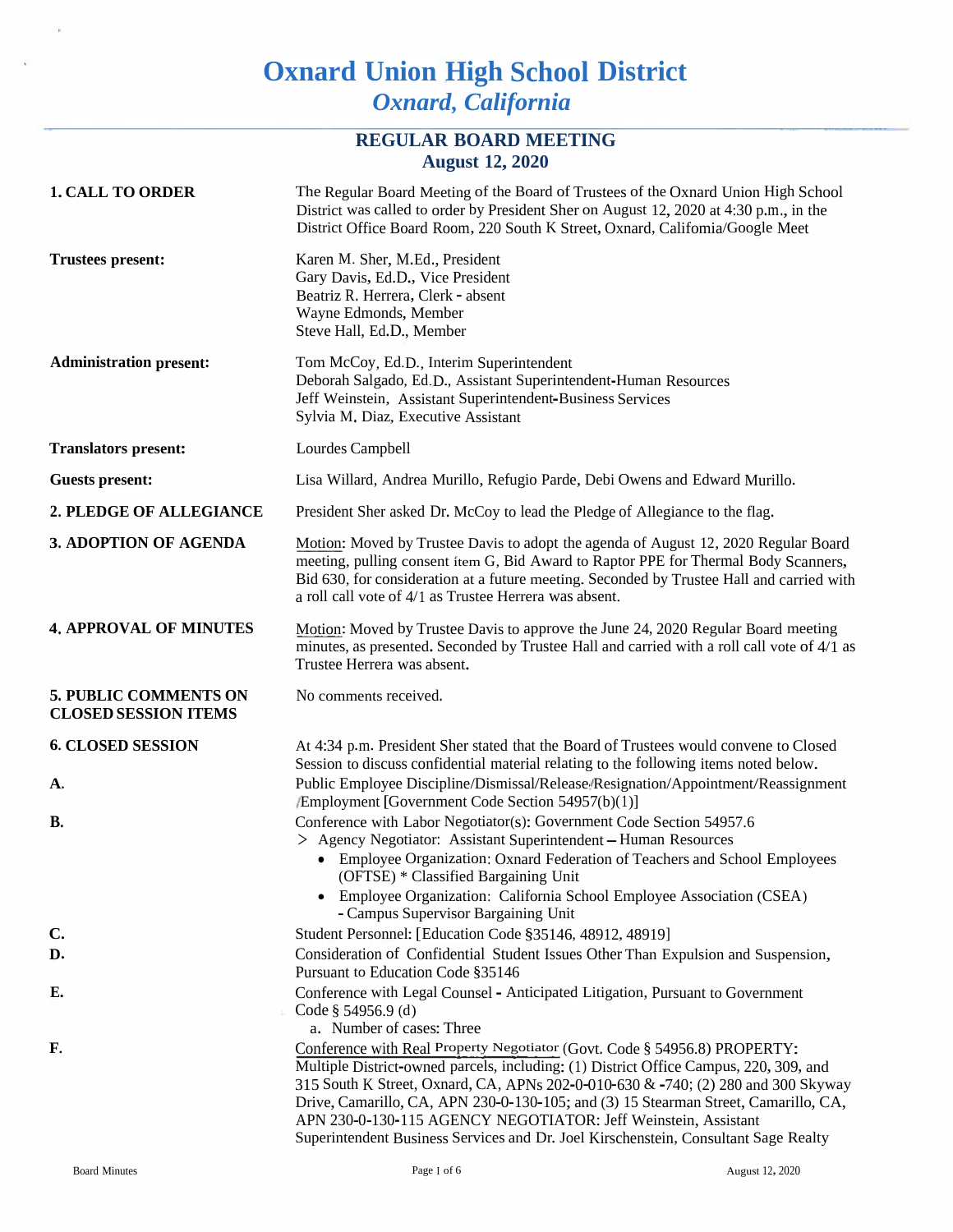# Oxnard Union High School District

## *Oxnard, California*

### REGULAR BOARD MEETING
### August 12, 2020

**1. CALL TO ORDER**

The Regular Board Meeting of the Board of Trustees of the Oxnard Union High School District was called to order by President Sher on August 12, 2020 at 4:30 p.m., in the District Office Board Room, 220 South K Street, Oxnard, California/Google Meet

**Trustees present:**

Karen M. Sher, M.Ed., President
Gary Davis, Ed.D., Vice President
Beatriz R. Herrera, Clerk - absent
Wayne Edmonds, Member
Steve Hall, Ed.D., Member

**Administration present:**

Tom McCoy, Ed.D., Interim Superintendent
Deborah Salgado, Ed.D., Assistant Superintendent-Human Resources
Jeff Weinstein, Assistant Superintendent-Business Services
Sylvia M. Diaz, Executive Assistant

**Translators present:**

Lourdes Campbell

**Guests present:**

Lisa Willard, Andrea Murillo, Refugio Parde, Debi Owens and Edward Murillo.

**2. PLEDGE OF ALLEGIANCE**

President Sher asked Dr. McCoy to lead the Pledge of Allegiance to the flag.

**3. ADOPTION OF AGENDA**

Motion: Moved by Trustee Davis to adopt the agenda of August 12, 2020 Regular Board meeting, pulling consent item G, Bid Award to Raptor PPE for Thermal Body Scanners, Bid 630, for consideration at a future meeting. Seconded by Trustee Hall and carried with a roll call vote of 4/1 as Trustee Herrera was absent.

**4. APPROVAL OF MINUTES**

Motion: Moved by Trustee Davis to approve the June 24, 2020 Regular Board meeting minutes, as presented. Seconded by Trustee Hall and carried with a roll call vote of 4/1 as Trustee Herrera was absent.

**5. PUBLIC COMMENTS ON CLOSED SESSION ITEMS**

No comments received.

**6. CLOSED SESSION**

At 4:34 p.m. President Sher stated that the Board of Trustees would convene to Closed Session to discuss confidential material relating to the following items noted below.

**A.** Public Employee Discipline/Dismissal/Release/Resignation/Appointment/Reassignment /Employment [Government Code Section 54957(b)(1)]

**B.** Conference with Labor Negotiator(s): Government Code Section 54957.6

> Agency Negotiator: Assistant Superintendent – Human Resources

- Employee Organization: Oxnard Federation of Teachers and School Employees (OFTSE) * Classified Bargaining Unit
- Employee Organization: California School Employee Association (CSEA) - Campus Supervisor Bargaining Unit

**C.** Student Personnel: [Education Code §35146, 48912, 48919]

**D.** Consideration of Confidential Student Issues Other Than Expulsion and Suspension, Pursuant to Education Code §35146

**E.** Conference with Legal Counsel - Anticipated Litigation, Pursuant to Government Code § 54956.9 (d)

a. Number of cases: Three

**F.** Conference with Real Property Negotiator (Govt. Code § 54956.8) PROPERTY: Multiple District-owned parcels, including: (1) District Office Campus, 220, 309, and 315 South K Street, Oxnard, CA, APNs 202-0-010-630 & -740; (2) 280 and 300 Skyway Drive, Camarillo, CA, APN 230-0-130-105; and (3) 15 Stearman Street, Camarillo, CA, APN 230-0-130-115 AGENCY NEGOTIATOR: Jeff Weinstein, Assistant Superintendent Business Services and Dr. Joel Kirschenstein, Consultant Sage Realty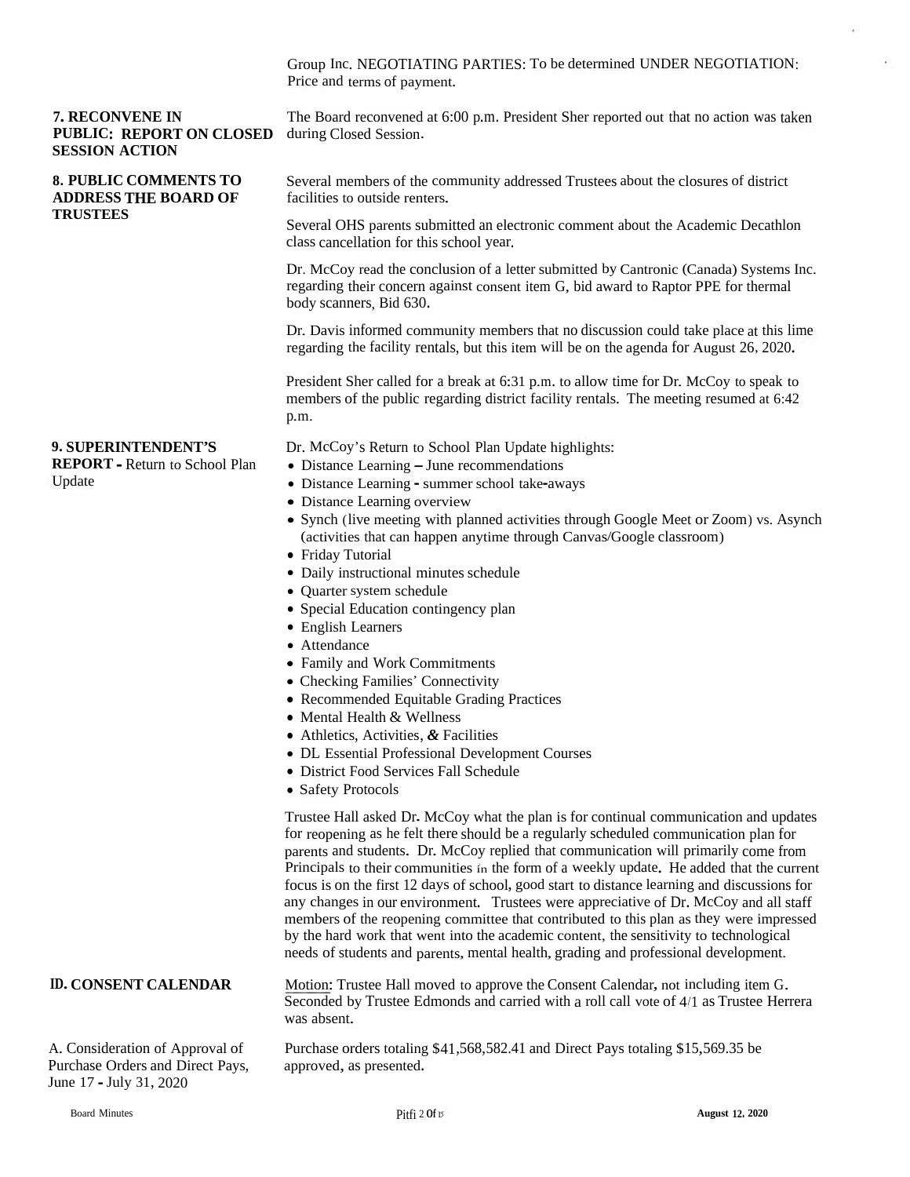Group Inc. NEGOTIATING PARTIES: To be determined UNDER NEGOTIATION: Price and terms of payment.

**7. RECONVENE IN PUBLIC: REPORT ON CLOSED SESSION ACTION**

The Board reconvened at 6:00 p.m. President Sher reported out that no action was taken during Closed Session.

**8. PUBLIC COMMENTS TO ADDRESS THE BOARD OF TRUSTEES**

Several members of the community addressed Trustees about the closures of district facilities to outside renters.

Several OHS parents submitted an electronic comment about the Academic Decathlon class cancellation for this school year.

Dr. McCoy read the conclusion of a letter submitted by Cantronic (Canada) Systems Inc. regarding their concern against consent item G, bid award to Raptor PPE for thermal body scanners, Bid 630.

Dr. Davis informed community members that no discussion could take place at this lime regarding the facility rentals, but this item will be on the agenda for August 26, 2020.

President Sher called for a break at 6:31 p.m. to allow time for Dr. McCoy to speak to members of the public regarding district facility rentals. The meeting resumed at 6:42 p.m.

**9. SUPERINTENDENT'S REPORT -** Return to School Plan Update

Dr. McCoy's Return to School Plan Update highlights:

- Distance Learning – June recommendations
- Distance Learning - summer school take-aways
- Distance Learning overview
- Synch (live meeting with planned activities through Google Meet or Zoom) vs. Asynch (activities that can happen anytime through Canvas/Google classroom)
- Friday Tutorial
- Daily instructional minutes schedule
- Quarter system schedule
- Special Education contingency plan
- English Learners
- Attendance
- Family and Work Commitments
- Checking Families' Connectivity
- Recommended Equitable Grading Practices
- Mental Health & Wellness
- Athletics, Activities, & Facilities
- DL Essential Professional Development Courses
- District Food Services Fall Schedule
- Safety Protocols

Trustee Hall asked Dr. McCoy what the plan is for continual communication and updates for reopening as he felt there should be a regularly scheduled communication plan for parents and students. Dr. McCoy replied that communication will primarily come from Principals to their communities in the form of a weekly update. He added that the current focus is on the first 12 days of school, good start to distance learning and discussions for any changes in our environment. Trustees were appreciative of Dr. McCoy and all staff members of the reopening committee that contributed to this plan as they were impressed by the hard work that went into the academic content, the sensitivity to technological needs of students and parents, mental health, grading and professional development.

**10. CONSENT CALENDAR**

Motion: Trustee Hall moved to approve the Consent Calendar, not including item G. Seconded by Trustee Edmonds and carried with a roll call vote of 4/1 as Trustee Herrera was absent.

A. Consideration of Approval of Purchase Orders and Direct Pays, June 17 - July 31, 2020

Purchase orders totaling $41,568,582.41 and Direct Pays totaling $15,569.35 be approved, as presented.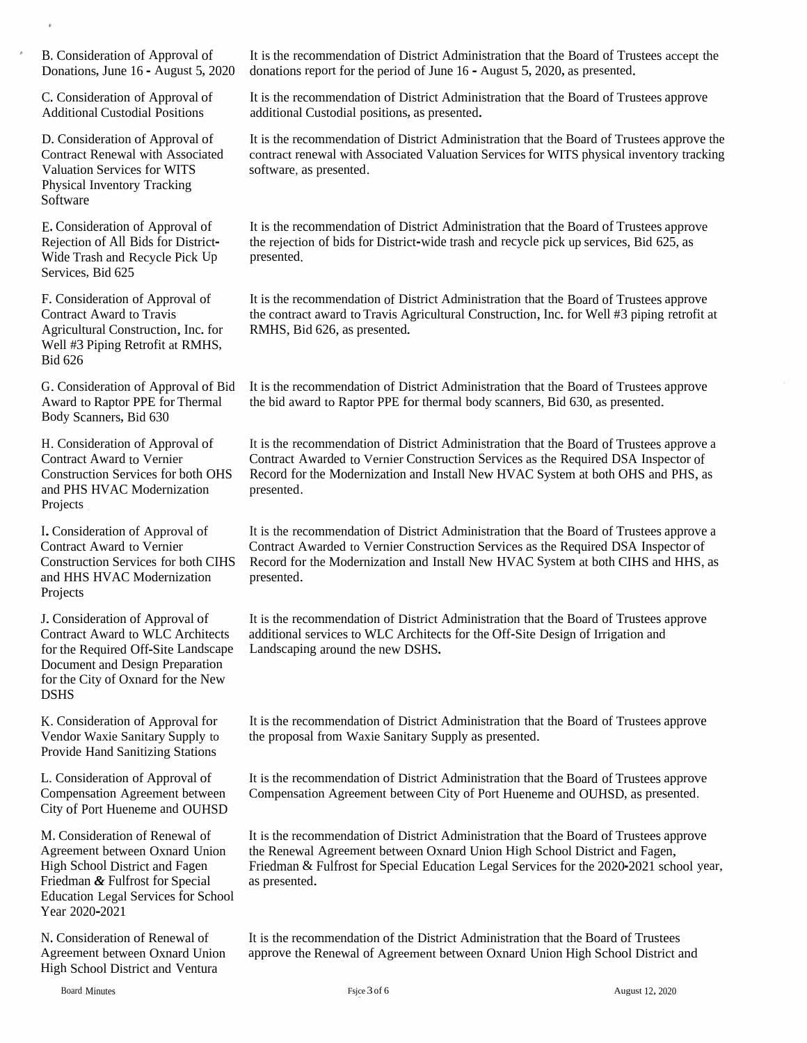| | |
|---|---|
| B. Consideration of Approval of Donations, June 16 - August 5, 2020 | It is the recommendation of District Administration that the Board of Trustees accept the donations report for the period of June 16 - August 5, 2020, as presented. |
| C. Consideration of Approval of Additional Custodial Positions | It is the recommendation of District Administration that the Board of Trustees approve additional Custodial positions, as presented. |
| D. Consideration of Approval of Contract Renewal with Associated Valuation Services for WITS Physical Inventory Tracking Software | It is the recommendation of District Administration that the Board of Trustees approve the contract renewal with Associated Valuation Services for WITS physical inventory tracking software, as presented. |
| E. Consideration of Approval of Rejection of All Bids for District-Wide Trash and Recycle Pick Up Services, Bid 625 | It is the recommendation of District Administration that the Board of Trustees approve the rejection of bids for District-wide trash and recycle pick up services, Bid 625, as presented. |
| F. Consideration of Approval of Contract Award to Travis Agricultural Construction, Inc. for Well #3 Piping Retrofit at RMHS, Bid 626 | It is the recommendation of District Administration that the Board of Trustees approve the contract award to Travis Agricultural Construction, Inc. for Well #3 piping retrofit at RMHS, Bid 626, as presented. |
| G. Consideration of Approval of Bid Award to Raptor PPE for Thermal Body Scanners, Bid 630 | It is the recommendation of District Administration that the Board of Trustees approve the bid award to Raptor PPE for thermal body scanners, Bid 630, as presented. |
| H. Consideration of Approval of Contract Award to Vernier Construction Services for both OHS and PHS HVAC Modernization Projects | It is the recommendation of District Administration that the Board of Trustees approve a Contract Awarded to Vernier Construction Services as the Required DSA Inspector of Record for the Modernization and Install New HVAC System at both OHS and PHS, as presented. |
| I. Consideration of Approval of Contract Award to Vernier Construction Services for both CIHS and HHS HVAC Modernization Projects | It is the recommendation of District Administration that the Board of Trustees approve a Contract Awarded to Vernier Construction Services as the Required DSA Inspector of Record for the Modernization and Install New HVAC System at both CIHS and HHS, as presented. |
| J. Consideration of Approval of Contract Award to WLC Architects for the Required Off-Site Landscape Document and Design Preparation for the City of Oxnard for the New DSHS | It is the recommendation of District Administration that the Board of Trustees approve additional services to WLC Architects for the Off-Site Design of Irrigation and Landscaping around the new DSHS. |
| K. Consideration of Approval for Vendor Waxie Sanitary Supply to Provide Hand Sanitizing Stations | It is the recommendation of District Administration that the Board of Trustees approve the proposal from Waxie Sanitary Supply as presented. |
| L. Consideration of Approval of Compensation Agreement between City of Port Hueneme and OUHSD | It is the recommendation of District Administration that the Board of Trustees approve Compensation Agreement between City of Port Hueneme and OUHSD, as presented. |
| M. Consideration of Renewal of Agreement between Oxnard Union High School District and Fagen Friedman & Fulfrost for Special Education Legal Services for School Year 2020-2021 | It is the recommendation of District Administration that the Board of Trustees approve the Renewal Agreement between Oxnard Union High School District and Fagen, Friedman & Fulfrost for Special Education Legal Services for the 2020-2021 school year, as presented. |
| N. Consideration of Renewal of Agreement between Oxnard Union High School District and Ventura | It is the recommendation of the District Administration that the Board of Trustees approve the Renewal of Agreement between Oxnard Union High School District and |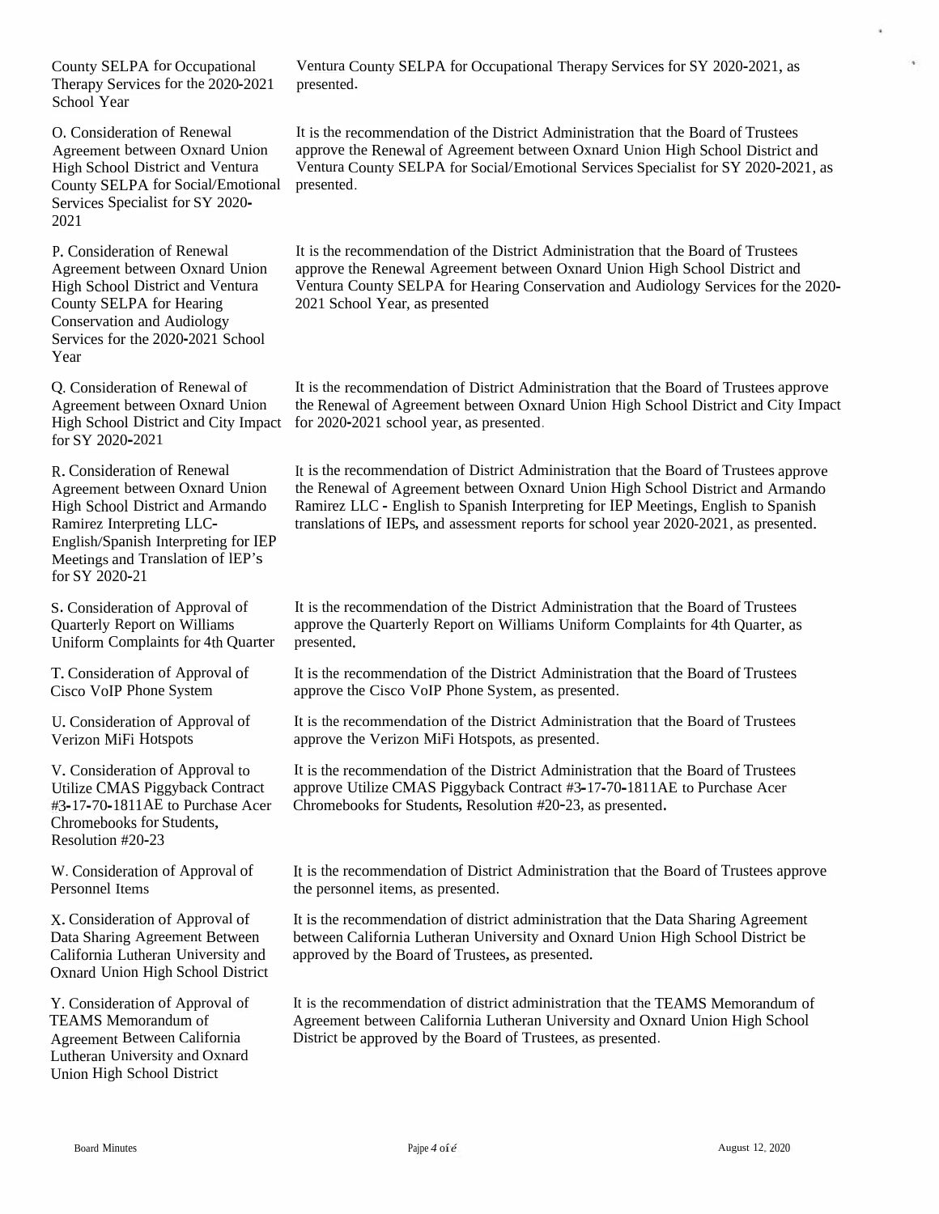| | |
|---|---|
| County SELPA for Occupational Therapy Services for the 2020-2021 School Year | Ventura County SELPA for Occupational Therapy Services for SY 2020-2021, as presented. |
| O. Consideration of Renewal Agreement between Oxnard Union High School District and Ventura County SELPA for Social/Emotional Services Specialist for SY 2020-2021 | It is the recommendation of the District Administration that the Board of Trustees approve the Renewal of Agreement between Oxnard Union High School District and Ventura County SELPA for Social/Emotional Services Specialist for SY 2020-2021, as presented. |
| P. Consideration of Renewal Agreement between Oxnard Union High School District and Ventura County SELPA for Hearing Conservation and Audiology Services for the 2020-2021 School Year | It is the recommendation of the District Administration that the Board of Trustees approve the Renewal Agreement between Oxnard Union High School District and Ventura County SELPA for Hearing Conservation and Audiology Services for the 2020-2021 School Year, as presented |
| Q. Consideration of Renewal of Agreement between Oxnard Union High School District and City Impact for SY 2020-2021 | It is the recommendation of District Administration that the Board of Trustees approve the Renewal of Agreement between Oxnard Union High School District and City Impact for 2020-2021 school year, as presented. |
| R. Consideration of Renewal Agreement between Oxnard Union High School District and Armando Ramirez Interpreting LLC-English/Spanish Interpreting for IEP Meetings and Translation of IEP's for SY 2020-21 | It is the recommendation of District Administration that the Board of Trustees approve the Renewal of Agreement between Oxnard Union High School District and Armando Ramirez LLC - English to Spanish Interpreting for IEP Meetings, English to Spanish translations of IEPs, and assessment reports for school year 2020-2021, as presented. |
| S. Consideration of Approval of Quarterly Report on Williams Uniform Complaints for 4th Quarter | It is the recommendation of the District Administration that the Board of Trustees approve the Quarterly Report on Williams Uniform Complaints for 4th Quarter, as presented. |
| T. Consideration of Approval of Cisco VoIP Phone System | It is the recommendation of the District Administration that the Board of Trustees approve the Cisco VoIP Phone System, as presented. |
| U. Consideration of Approval of Verizon MiFi Hotspots | It is the recommendation of the District Administration that the Board of Trustees approve the Verizon MiFi Hotspots, as presented. |
| V. Consideration of Approval to Utilize CMAS Piggyback Contract #3-17-70-1811AE to Purchase Acer Chromebooks for Students, Resolution #20-23 | It is the recommendation of the District Administration that the Board of Trustees approve Utilize CMAS Piggyback Contract #3-17-70-1811AE to Purchase Acer Chromebooks for Students, Resolution #20-23, as presented. |
| W. Consideration of Approval of Personnel Items | It is the recommendation of District Administration that the Board of Trustees approve the personnel items, as presented. |
| X. Consideration of Approval of Data Sharing Agreement Between California Lutheran University and Oxnard Union High School District | It is the recommendation of district administration that the Data Sharing Agreement between California Lutheran University and Oxnard Union High School District be approved by the Board of Trustees, as presented. |
| Y. Consideration of Approval of TEAMS Memorandum of Agreement Between California Lutheran University and Oxnard Union High School District | It is the recommendation of district administration that the TEAMS Memorandum of Agreement between California Lutheran University and Oxnard Union High School District be approved by the Board of Trustees, as presented. |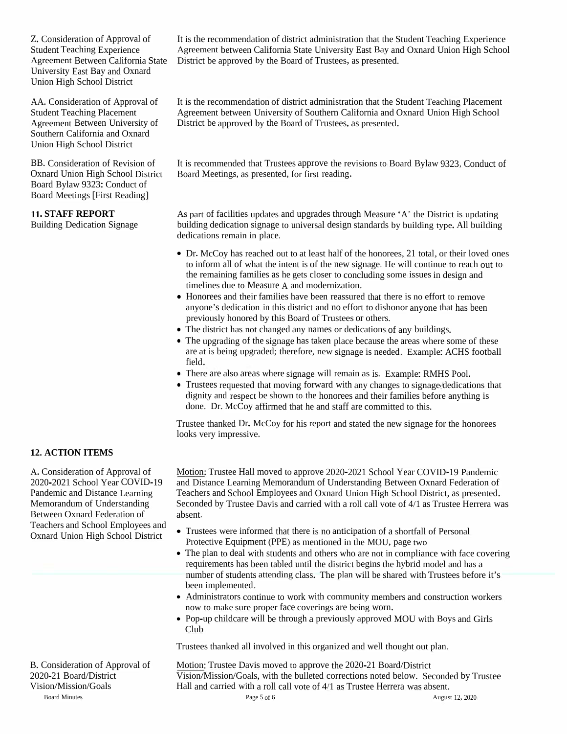Z. Consideration of Approval of Student Teaching Experience Agreement Between California State University East Bay and Oxnard Union High School District

It is the recommendation of district administration that the Student Teaching Experience Agreement between California State University East Bay and Oxnard Union High School District be approved by the Board of Trustees, as presented.

AA. Consideration of Approval of Student Teaching Placement Agreement Between University of Southern California and Oxnard Union High School District

It is the recommendation of district administration that the Student Teaching Placement Agreement between University of Southern California and Oxnard Union High School District be approved by the Board of Trustees, as presented.

BB. Consideration of Revision of Oxnard Union High School District Board Bylaw 9323: Conduct of Board Meetings [First Reading]

It is recommended that Trustees approve the revisions to Board Bylaw 9323, Conduct of Board Meetings, as presented, for first reading.

**11. STAFF REPORT**

Building Dedication Signage

As part of facilities updates and upgrades through Measure 'A' the District is updating building dedication signage to universal design standards by building type. All building dedications remain in place.

- Dr. McCoy has reached out to at least half of the honorees, 21 total, or their loved ones to inform all of what the intent is of the new signage. He will continue to reach out to the remaining families as he gets closer to concluding some issues in design and timelines due to Measure A and modernization.
- Honorees and their families have been reassured that there is no effort to remove anyone's dedication in this district and no effort to dishonor anyone that has been previously honored by this Board of Trustees or others.
- The district has not changed any names or dedications of any buildings.
- The upgrading of the signage has taken place because the areas where some of these are at is being upgraded; therefore, new signage is needed. Example: ACHS football field.
- There are also areas where signage will remain as is. Example: RMHS Pool.
- Trustees requested that moving forward with any changes to signage/dedications that dignity and respect be shown to the honorees and their families before anything is done. Dr. McCoy affirmed that he and staff are committed to this.

Trustee thanked Dr. McCoy for his report and stated the new signage for the honorees looks very impressive.

**12. ACTION ITEMS**

A. Consideration of Approval of 2020-2021 School Year COVID-19 Pandemic and Distance Learning Memorandum of Understanding Between Oxnard Federation of Teachers and School Employees and Oxnard Union High School District

Motion: Trustee Hall moved to approve 2020-2021 School Year COVID-19 Pandemic and Distance Learning Memorandum of Understanding Between Oxnard Federation of Teachers and School Employees and Oxnard Union High School District, as presented. Seconded by Trustee Davis and carried with a roll call vote of 4/1 as Trustee Herrera was absent.

- Trustees were informed that there is no anticipation of a shortfall of Personal Protective Equipment (PPE) as mentioned in the MOU, page two
- The plan to deal with students and others who are not in compliance with face covering requirements has been tabled until the district begins the hybrid model and has a number of students attending class. The plan will be shared with Trustees before it's been implemented.
- Administrators continue to work with community members and construction workers now to make sure proper face coverings are being worn.
- Pop-up childcare will be through a previously approved MOU with Boys and Girls Club

Trustees thanked all involved in this organized and well thought out plan.

B. Consideration of Approval of 2020-21 Board/District Vision/Mission/Goals

Motion: Trustee Davis moved to approve the 2020-21 Board/District Vision/Mission/Goals, with the bulleted corrections noted below. Seconded by Trustee Hall and carried with a roll call vote of 4/1 as Trustee Herrera was absent.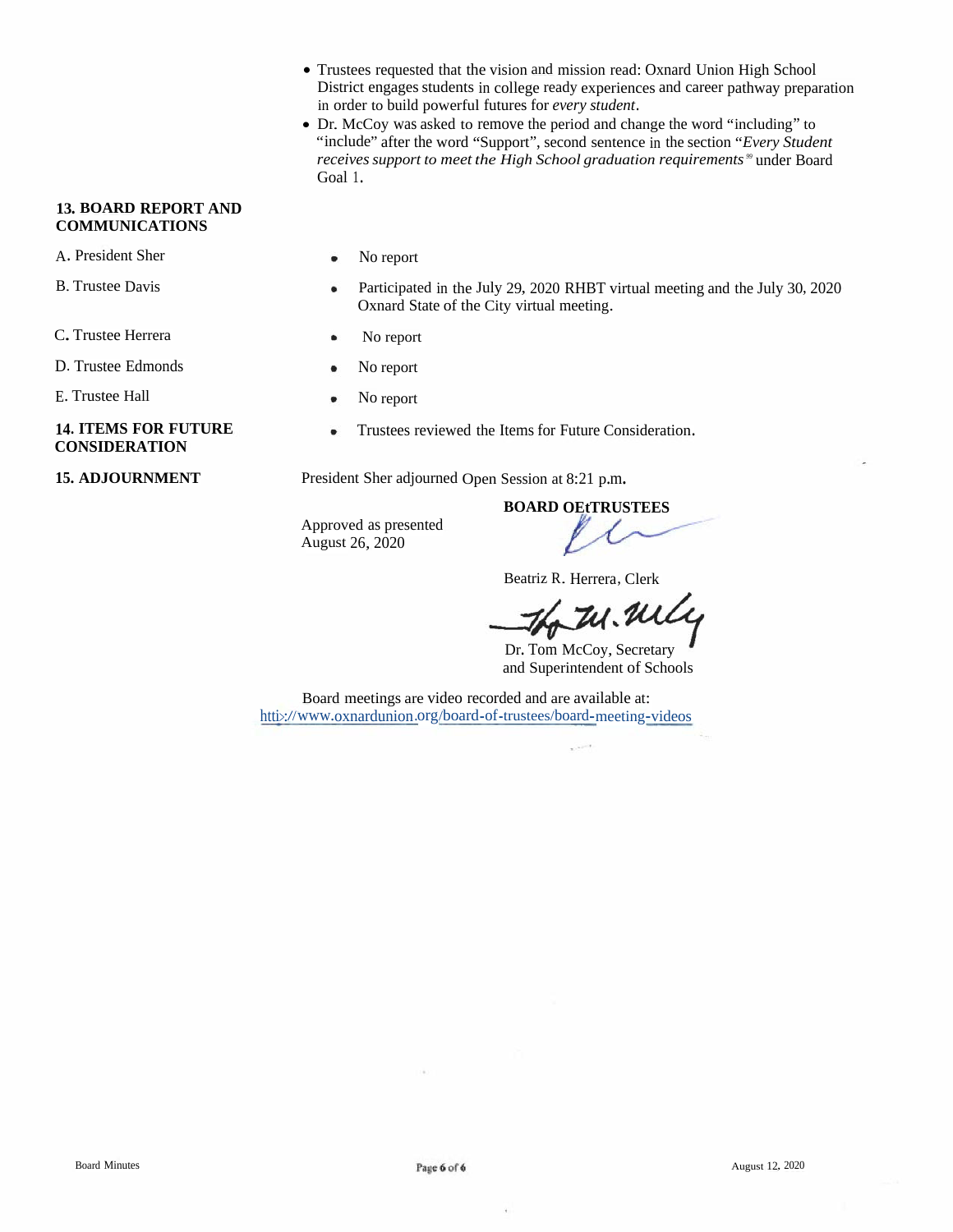- Trustees requested that the vision and mission read: Oxnard Union High School District engages students in college ready experiences and career pathway preparation in order to build powerful futures for *every student*.
- Dr. McCoy was asked to remove the period and change the word "including" to "include" after the word "Support", second sentence in the section "*Every Student receives support to meet the High School graduation requirements*" under Board Goal 1.

**13. BOARD REPORT AND COMMUNICATIONS**

A. President Sher
- No report

B. Trustee Davis
- Participated in the July 29, 2020 RHBT virtual meeting and the July 30, 2020 Oxnard State of the City virtual meeting.

C. Trustee Herrera
- No report

D. Trustee Edmonds
- No report

E. Trustee Hall
- No report

**14. ITEMS FOR FUTURE CONSIDERATION**
- Trustees reviewed the Items for Future Consideration.

**15. ADJOURNMENT**

President Sher adjourned Open Session at 8:21 p.m.

Approved as presented
August 26, 2020

**BOARD OF TRUSTEES**

Beatriz R. Herrera, Clerk

Dr. Tom McCoy, Secretary
and Superintendent of Schools

Board meetings are video recorded and are available at:
http://www.oxnardunion.org/board-of-trustees/board-meeting-videos